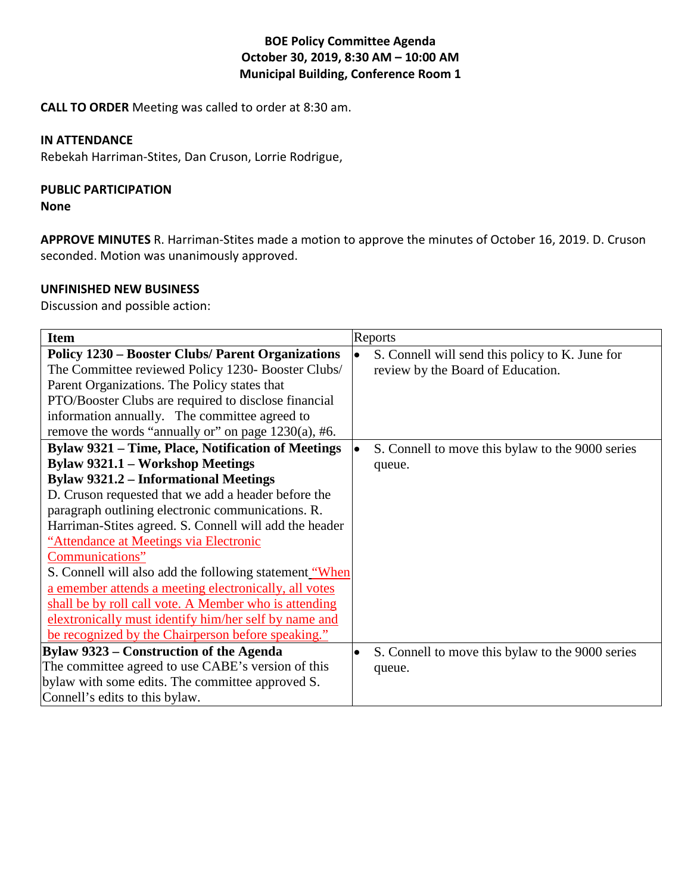# BOE Policy Committee Agenda
## October 30, 2019, 8:30 AM – 10:00 AM
## Municipal Building, Conference Room 1

**CALL TO ORDER** Meeting was called to order at 8:30 am.

**IN ATTENDANCE**
Rebekah Harriman-Stites, Dan Cruson, Lorrie Rodrigue,

**PUBLIC PARTICIPATION**
**None**

**APPROVE MINUTES** R. Harriman-Stites made a motion to approve the minutes of October 16, 2019. D. Cruson seconded. Motion was unanimously approved.

**UNFINISHED NEW BUSINESS**
Discussion and possible action:

| **Item** | Reports |
|---|---|
| **Policy 1230 – Booster Clubs/ Parent Organizations** The Committee reviewed Policy 1230- Booster Clubs/ Parent Organizations. The Policy states that PTO/Booster Clubs are required to disclose financial information annually. The committee agreed to remove the words "annually or" on page 1230(a), #6. | • S. Connell will send this policy to K. June for review by the Board of Education. |
| **Bylaw 9321 – Time, Place, Notification of Meetings** **Bylaw 9321.1 – Workshop Meetings** **Bylaw 9321.2 – Informational Meetings** D. Cruson requested that we add a header before the paragraph outlining electronic communications. R. Harriman-Stites agreed. S. Connell will add the header "Attendance at Meetings via Electronic Communications" S. Connell will also add the following statement "When a emember attends a meeting electronically, all votes shall be by roll call vote. A Member who is attending elextronically must identify him/her self by name and be recognized by the Chairperson before speaking." | • S. Connell to move this bylaw to the 9000 series queue. |
| **Bylaw 9323 – Construction of the Agenda** The committee agreed to use CABE's version of this bylaw with some edits. The committee approved S. Connell's edits to this bylaw. | • S. Connell to move this bylaw to the 9000 series queue. |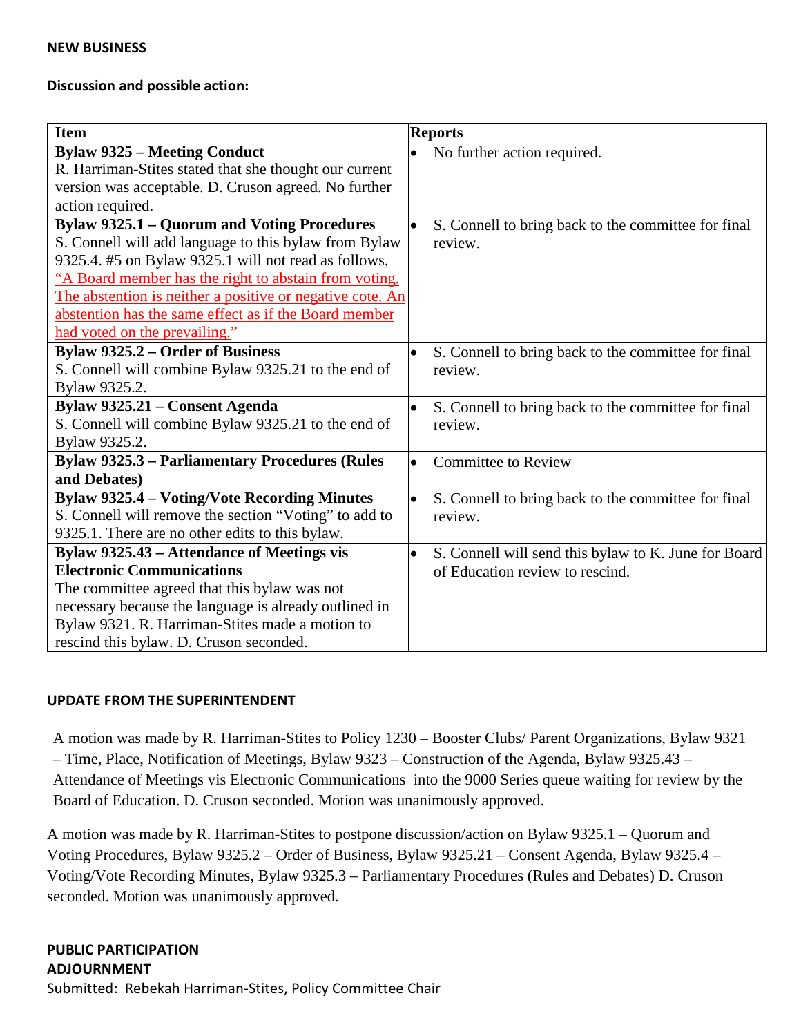**NEW BUSINESS**

**Discussion and possible action:**

| Item | Reports |
|---|---|
| **Bylaw 9325 – Meeting Conduct** R. Harriman-Stites stated that she thought our current version was acceptable. D. Cruson agreed. No further action required. | • No further action required. |
| **Bylaw 9325.1 – Quorum and Voting Procedures** S. Connell will add language to this bylaw from Bylaw 9325.4. #5 on Bylaw 9325.1 will not read as follows, "A Board member has the right to abstain from voting. The abstention is neither a positive or negative cote. An abstention has the same effect as if the Board member had voted on the prevailing." | • S. Connell to bring back to the committee for final review. |
| **Bylaw 9325.2 – Order of Business** S. Connell will combine Bylaw 9325.21 to the end of Bylaw 9325.2. | • S. Connell to bring back to the committee for final review. |
| **Bylaw 9325.21 – Consent Agenda** S. Connell will combine Bylaw 9325.21 to the end of Bylaw 9325.2. | • S. Connell to bring back to the committee for final review. |
| **Bylaw 9325.3 – Parliamentary Procedures (Rules and Debates)** | • Committee to Review |
| **Bylaw 9325.4 – Voting/Vote Recording Minutes** S. Connell will remove the section "Voting" to add to 9325.1. There are no other edits to this bylaw. | • S. Connell to bring back to the committee for final review. |
| **Bylaw 9325.43 – Attendance of Meetings vis Electronic Communications** The committee agreed that this bylaw was not necessary because the language is already outlined in Bylaw 9321. R. Harriman-Stites made a motion to rescind this bylaw. D. Cruson seconded. | • S. Connell will send this bylaw to K. June for Board of Education review to rescind. |

**UPDATE FROM THE SUPERINTENDENT**

A motion was made by R. Harriman-Stites to Policy 1230 – Booster Clubs/ Parent Organizations, Bylaw 9321 – Time, Place, Notification of Meetings, Bylaw 9323 – Construction of the Agenda, Bylaw 9325.43 – Attendance of Meetings vis Electronic Communications into the 9000 Series queue waiting for review by the Board of Education. D. Cruson seconded. Motion was unanimously approved.

A motion was made by R. Harriman-Stites to postpone discussion/action on Bylaw 9325.1 – Quorum and Voting Procedures, Bylaw 9325.2 – Order of Business, Bylaw 9325.21 – Consent Agenda, Bylaw 9325.4 – Voting/Vote Recording Minutes, Bylaw 9325.3 – Parliamentary Procedures (Rules and Debates) D. Cruson seconded. Motion was unanimously approved.

**PUBLIC PARTICIPATION**

**ADJOURNMENT**

Submitted: Rebekah Harriman-Stites, Policy Committee Chair